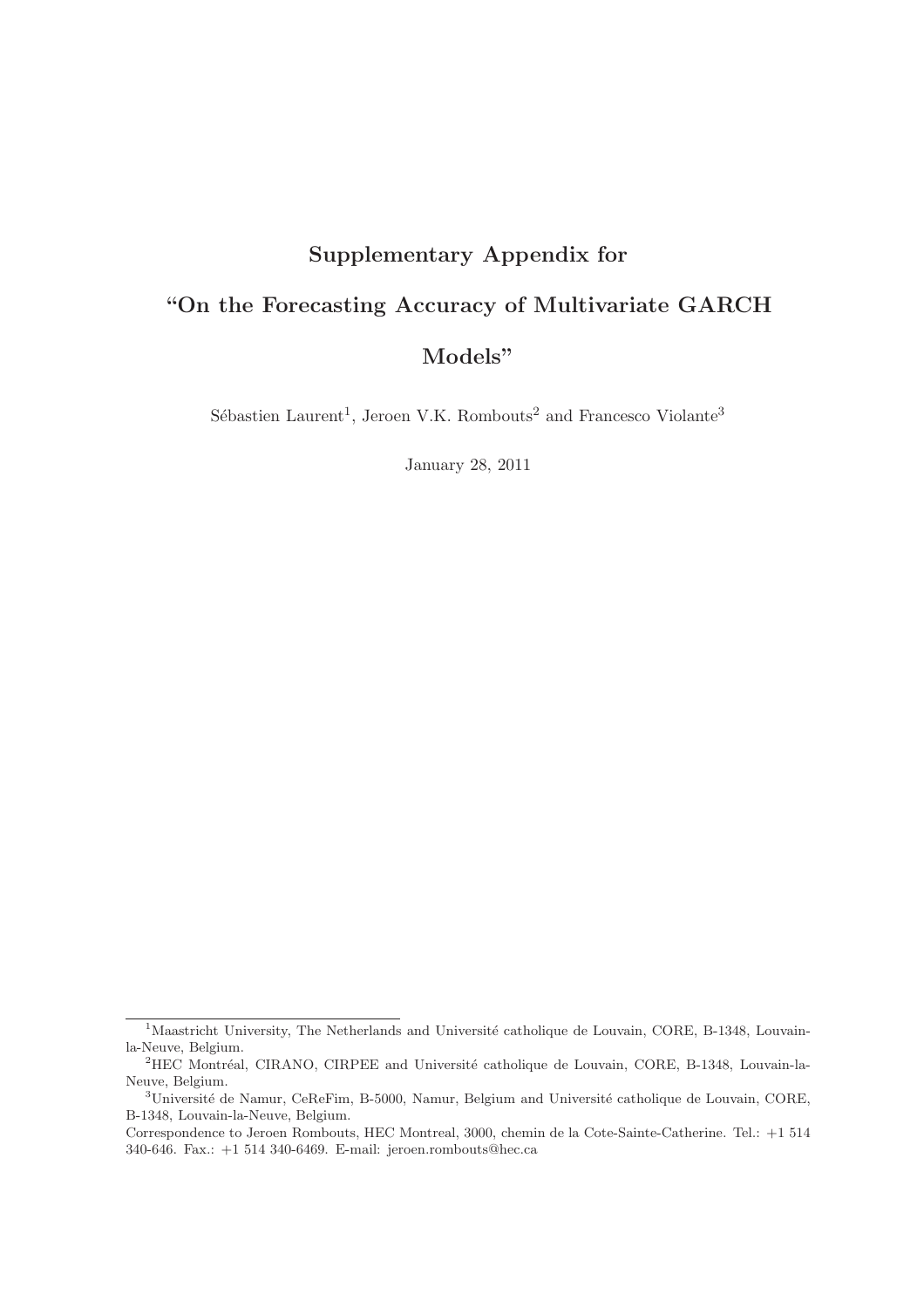# Supplementary Appendix for

# "On the Forecasting Accuracy of Multivariate GARCH Models"

Sébastien Laurent[1], Jeroen V.K. Rombouts[2] and Francesco Violante[3]

January 28, 2011

---

[1]Maastricht University, The Netherlands and Université catholique de Louvain, CORE, B-1348, Louvain-la-Neuve, Belgium.

[2]HEC Montréal, CIRANO, CIRPEE and Université catholique de Louvain, CORE, B-1348, Louvain-la-Neuve, Belgium.

[3]Université de Namur, CeReFim, B-5000, Namur, Belgium and Université catholique de Louvain, CORE, B-1348, Louvain-la-Neuve, Belgium.

Correspondence to Jeroen Rombouts, HEC Montreal, 3000, chemin de la Cote-Sainte-Catherine. Tel.: +1 514 340-646. Fax.: +1 514 340-6469. E-mail: jeroen.rombouts@hec.ca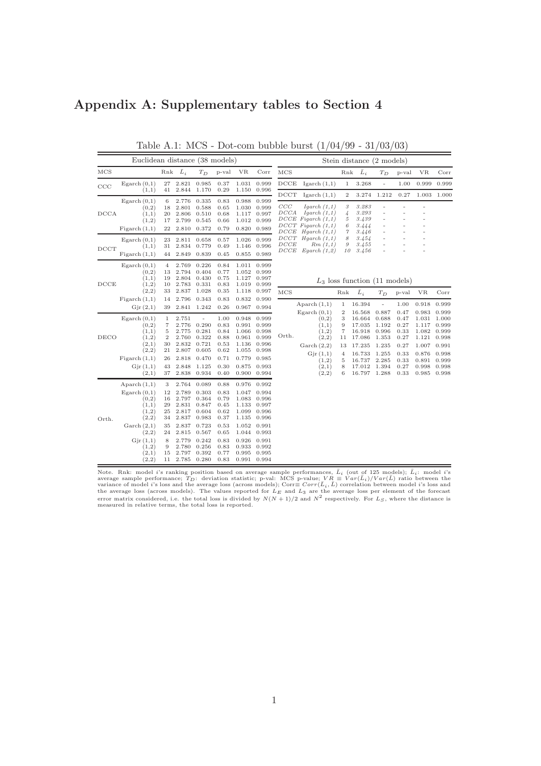# Appendix A: Supplementary tables to Section 4

Table A.1: MCS - Dot-com bubble burst (1/04/99 - 31/03/03)

**Euclidean distance (38 models)**

| MCS | | Rnk | $\bar{L}_i$ | $T_D$ | p-val | VR | Corr |
|---|---|---|---|---|---|---|---|
| CCC | Egarch (0,1) | 27 | 2.821 | 0.985 | 0.37 | 1.031 | 0.999 |
| | (1,1) | 41 | 2.844 | 1.170 | 0.29 | 1.150 | 0.996 |
| DCCA | Egarch (0,1) | 6 | 2.776 | 0.335 | 0.83 | 0.988 | 0.999 |
| | (0,2) | 18 | 2.801 | 0.588 | 0.65 | 1.030 | 0.999 |
| | (1,1) | 20 | 2.806 | 0.510 | 0.68 | 1.117 | 0.997 |
| | (1,2) | 17 | 2.799 | 0.545 | 0.66 | 1.012 | 0.999 |
| | Figarch (1,1) | 22 | 2.810 | 0.372 | 0.79 | 0.820 | 0.989 |
| DCCT | Egarch (0,1) | 23 | 2.811 | 0.658 | 0.57 | 1.026 | 0.999 |
| | (1,1) | 31 | 2.834 | 0.779 | 0.49 | 1.146 | 0.996 |
| | Figarch (1,1) | 44 | 2.849 | 0.839 | 0.45 | 0.855 | 0.989 |
| DCCE | Egarch (0,1) | 4 | 2.769 | 0.226 | 0.84 | 1.011 | 0.999 |
| | (0,2) | 13 | 2.794 | 0.404 | 0.77 | 1.052 | 0.999 |
| | (1,1) | 19 | 2.804 | 0.430 | 0.75 | 1.127 | 0.997 |
| | (1,2) | 10 | 2.783 | 0.331 | 0.83 | 1.019 | 0.999 |
| | (2,2) | 33 | 2.837 | 1.028 | 0.35 | 1.118 | 0.997 |
| | Figarch (1,1) | 14 | 2.796 | 0.343 | 0.83 | 0.832 | 0.990 |
| | Gjr (2,1) | 39 | 2.841 | 1.242 | 0.26 | 0.967 | 0.994 |
| DECO | Egarch (0,1) | 1 | 2.751 | - | 1.00 | 0.948 | 0.999 |
| | (0,2) | 7 | 2.776 | 0.290 | 0.83 | 0.991 | 0.999 |
| | (1,1) | 5 | 2.775 | 0.281 | 0.84 | 1.066 | 0.998 |
| | (1,2) | 2 | 2.760 | 0.322 | 0.88 | 0.961 | 0.999 |
| | (2,1) | 30 | 2.832 | 0.721 | 0.53 | 1.136 | 0.996 |
| | (2,2) | 21 | 2.807 | 0.605 | 0.62 | 1.055 | 0.998 |
| | Figarch (1,1) | 26 | 2.818 | 0.470 | 0.71 | 0.779 | 0.985 |
| | Gjr (1,1) | 43 | 2.848 | 1.125 | 0.30 | 0.875 | 0.993 |
| | (2,1) | 37 | 2.838 | 0.934 | 0.40 | 0.900 | 0.994 |
| Orth. | Aparch (1,1) | 3 | 2.764 | 0.089 | 0.88 | 0.976 | 0.992 |
| | Egarch (0,1) | 12 | 2.789 | 0.303 | 0.83 | 1.047 | 0.994 |
| | (0,2) | 16 | 2.797 | 0.364 | 0.79 | 1.083 | 0.996 |
| | (1,1) | 29 | 2.831 | 0.847 | 0.45 | 1.133 | 0.997 |
| | (1,2) | 25 | 2.817 | 0.604 | 0.62 | 1.099 | 0.996 |
| | (2,2) | 34 | 2.837 | 0.983 | 0.37 | 1.135 | 0.996 |
| | Garch (2,1) | 35 | 2.837 | 0.723 | 0.53 | 1.052 | 0.991 |
| | (2,2) | 24 | 2.815 | 0.567 | 0.65 | 1.044 | 0.993 |
| | Gjr (1,1) | 8 | 2.779 | 0.242 | 0.83 | 0.926 | 0.991 |
| | (1,2) | 9 | 2.780 | 0.256 | 0.83 | 0.933 | 0.992 |
| | (2,1) | 15 | 2.797 | 0.392 | 0.77 | 0.995 | 0.995 |
| | (2,2) | 11 | 2.785 | 0.280 | 0.83 | 0.991 | 0.994 |

**Stein distance (2 models)**

| MCS | | Rnk | $\bar{L}_i$ | $T_D$ | p-val | VR | Corr |
|---|---|---|---|---|---|---|---|
| DCCE | Igarch (1,1) | 1 | 3.268 | - | 1.00 | 0.999 | 0.999 |
| DCCT | Igarch (1,1) | 2 | 3.274 | 1.212 | 0.27 | 1.003 | 1.000 |
| *CCC* | *Igarch (1,1)* | *3* | *3.283* | - | - | - | |
| *DCCA* | *Igarch (1,1)* | *4* | *3.293* | - | - | - | |
| *DCCE* | *Figarch (1,1)* | *5* | *3.439* | - | - | - | |
| *DCCT* | *Figarch (1,1)* | *6* | *3.444* | - | - | - | |
| *DCCE* | *Hgarch (1,1)* | *7* | *3.446* | - | - | - | |
| *DCCT* | *Hgarch (1,1)* | *8* | *3.454* | - | - | - | |
| *DCCE* | *Rm (1,1)* | *9* | *3.455* | - | - | - | |
| *DCCE* | *Egarch (1,2)* | *10* | *3.456* | - | - | - | |

**$L_3$ loss function (11 models)**

| MCS | | Rnk | $\bar{L}_i$ | $T_D$ | p-val | VR | Corr |
|---|---|---|---|---|---|---|---|
| Orth. | Aparch (1,1) | 1 | 16.394 | - | 1.00 | 0.918 | 0.999 |
| | Egarch (0,1) | 2 | 16.568 | 0.887 | 0.47 | 0.983 | 0.999 |
| | (0,2) | 3 | 16.664 | 0.688 | 0.47 | 1.031 | 1.000 |
| | (1,1) | 9 | 17.035 | 1.192 | 0.27 | 1.117 | 0.999 |
| | (1,2) | 7 | 16.918 | 0.996 | 0.33 | 1.082 | 0.999 |
| | (2,2) | 11 | 17.086 | 1.353 | 0.27 | 1.121 | 0.998 |
| | Garch (2,2) | 13 | 17.235 | 1.235 | 0.27 | 1.007 | 0.991 |
| | Gjr (1,1) | 4 | 16.733 | 1.255 | 0.33 | 0.876 | 0.998 |
| | (1,2) | 5 | 16.737 | 2.285 | 0.33 | 0.891 | 0.999 |
| | (2,1) | 8 | 17.012 | 1.394 | 0.27 | 0.998 | 0.998 |
| | (2,2) | 6 | 16.797 | 1.288 | 0.33 | 0.985 | 0.998 |

Note. Rnk: model $i$'s ranking position based on average sample performances, $\bar{L}_i$ (out of 125 models); $\bar{L}_i$: model $i$'s average sample performance; $T_D$: deviation statistic; p-val: MCS p-value; $VR \equiv Var(\bar{L}_i)/Var(\bar{L})$ ratio between the variance of model $i$'s loss and the average loss (across models); Corr$\equiv Corr(\bar{L}_i, \bar{L})$ correlation between model $i$'s loss and the average loss (across models). The values reported for $L_E$ and $L_3$ are the average loss per element of the forecast error matrix considered, i.e. the total loss is divided by $N(N+1)/2$ and $N^2$ respectively. For $L_S$, where the distance is measured in relative terms, the total loss is reported.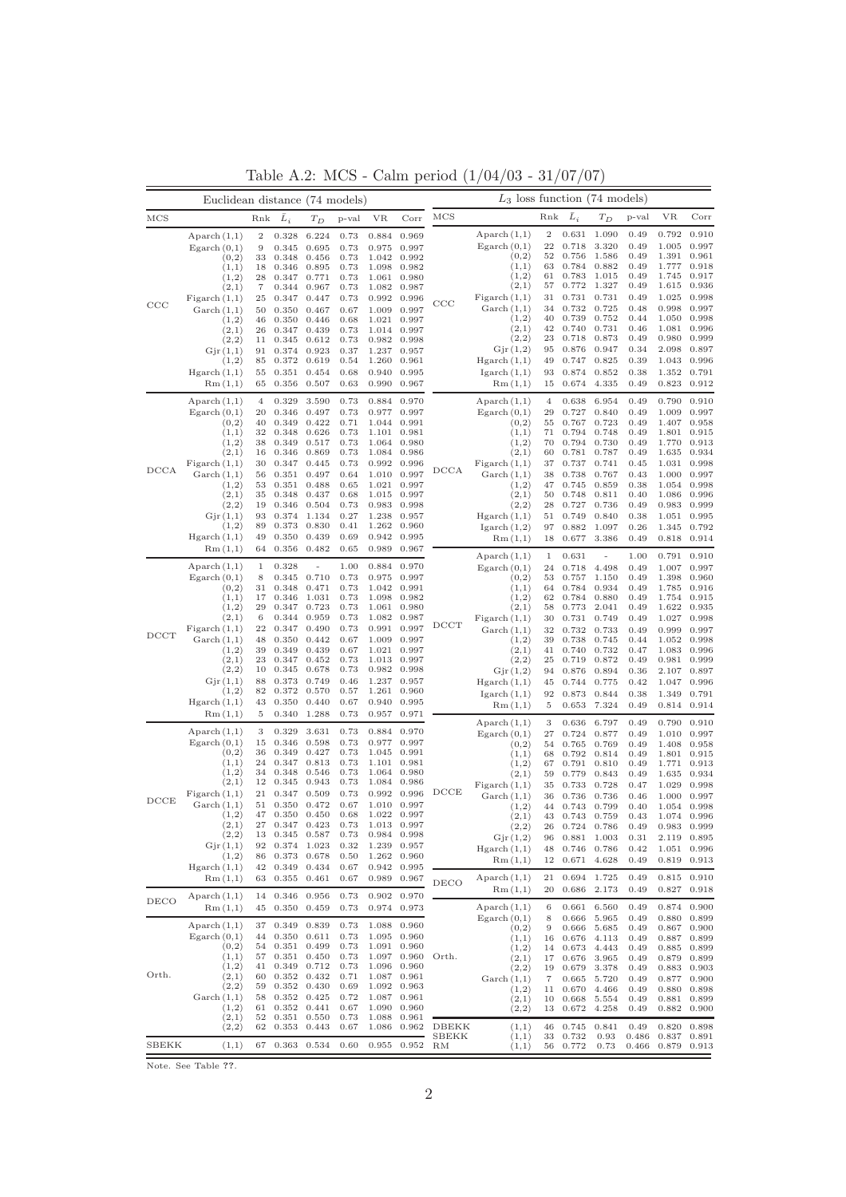Table A.2: MCS - Calm period (1/04/03 - 31/07/07)

| Euclidean distance (74 models) | | | | | | | |
|---|---|---|---|---|---|---|---|
| MCS | | Rnk | $\bar{L}_i$ | $T_D$ | p-val | VR | Corr |
| CCC | Aparch (1,1) | 2 | 0.328 | 6.224 | 0.73 | 0.884 | 0.969 |
| | Egarch (0,1) | 9 | 0.345 | 0.695 | 0.73 | 0.975 | 0.997 |
| | (0,2) | 33 | 0.348 | 0.456 | 0.73 | 1.042 | 0.992 |
| | (1,1) | 18 | 0.346 | 0.895 | 0.73 | 1.098 | 0.982 |
| | (1,2) | 28 | 0.347 | 0.771 | 0.73 | 1.061 | 0.980 |
| | (2,1) | 7 | 0.344 | 0.967 | 0.73 | 1.082 | 0.987 |
| | Figarch (1,1) | 25 | 0.347 | 0.447 | 0.73 | 0.992 | 0.996 |
| | Garch (1,1) | 50 | 0.350 | 0.467 | 0.67 | 1.009 | 0.997 |
| | (1,2) | 46 | 0.350 | 0.446 | 0.68 | 1.021 | 0.997 |
| | (2,1) | 26 | 0.347 | 0.439 | 0.73 | 1.014 | 0.997 |
| | (2,2) | 11 | 0.345 | 0.612 | 0.73 | 0.982 | 0.998 |
| | Gjr (1,1) | 91 | 0.374 | 0.923 | 0.37 | 1.237 | 0.957 |
| | (1,2) | 85 | 0.372 | 0.619 | 0.54 | 1.260 | 0.961 |
| | Hgarch (1,1) | 55 | 0.351 | 0.454 | 0.68 | 0.940 | 0.995 |
| | Rm (1,1) | 65 | 0.356 | 0.507 | 0.63 | 0.990 | 0.967 |
| DCCA | Aparch (1,1) | 4 | 0.329 | 3.590 | 0.73 | 0.884 | 0.970 |
| | Egarch (0,1) | 20 | 0.346 | 0.497 | 0.73 | 0.977 | 0.997 |
| | (0,2) | 40 | 0.349 | 0.422 | 0.71 | 1.044 | 0.991 |
| | (1,1) | 32 | 0.348 | 0.626 | 0.73 | 1.101 | 0.981 |
| | (1,2) | 38 | 0.349 | 0.517 | 0.73 | 1.064 | 0.980 |
| | (2,1) | 16 | 0.346 | 0.869 | 0.73 | 1.084 | 0.986 |
| | Figarch (1,1) | 30 | 0.347 | 0.445 | 0.73 | 0.992 | 0.996 |
| | Garch (1,1) | 56 | 0.351 | 0.497 | 0.64 | 1.010 | 0.997 |
| | (1,2) | 53 | 0.351 | 0.488 | 0.65 | 1.021 | 0.997 |
| | (2,1) | 35 | 0.348 | 0.437 | 0.68 | 1.015 | 0.997 |
| | (2,2) | 19 | 0.346 | 0.504 | 0.73 | 0.983 | 0.998 |
| | Gjr (1,1) | 93 | 0.374 | 1.134 | 0.27 | 1.238 | 0.957 |
| | (1,2) | 89 | 0.373 | 0.830 | 0.41 | 1.262 | 0.960 |
| | Hgarch (1,1) | 49 | 0.350 | 0.439 | 0.69 | 0.942 | 0.995 |
| | Rm (1,1) | 64 | 0.356 | 0.482 | 0.65 | 0.989 | 0.967 |
| DCCT | Aparch (1,1) | 1 | 0.328 | - | 1.00 | 0.884 | 0.970 |
| | Egarch (0,1) | 8 | 0.345 | 0.710 | 0.73 | 0.975 | 0.997 |
| | (0,2) | 31 | 0.348 | 0.471 | 0.73 | 1.042 | 0.991 |
| | (1,1) | 17 | 0.346 | 1.031 | 0.73 | 1.098 | 0.982 |
| | (1,2) | 29 | 0.347 | 0.723 | 0.73 | 1.061 | 0.980 |
| | (2,1) | 6 | 0.344 | 0.959 | 0.73 | 1.082 | 0.987 |
| | Figarch (1,1) | 22 | 0.347 | 0.490 | 0.73 | 0.991 | 0.997 |
| | Garch (1,1) | 48 | 0.350 | 0.442 | 0.67 | 1.009 | 0.997 |
| | (1,2) | 39 | 0.349 | 0.439 | 0.67 | 1.021 | 0.997 |
| | (2,1) | 23 | 0.347 | 0.452 | 0.73 | 1.013 | 0.997 |
| | (2,2) | 10 | 0.345 | 0.678 | 0.73 | 0.982 | 0.998 |
| | Gjr (1,1) | 88 | 0.373 | 0.749 | 0.46 | 1.237 | 0.957 |
| | (1,2) | 82 | 0.372 | 0.570 | 0.57 | 1.261 | 0.960 |
| | Hgarch (1,1) | 43 | 0.350 | 0.440 | 0.67 | 0.940 | 0.995 |
| | Rm (1,1) | 5 | 0.340 | 1.288 | 0.73 | 0.957 | 0.971 |
| DCCE | Aparch (1,1) | 3 | 0.329 | 3.631 | 0.73 | 0.884 | 0.970 |
| | Egarch (0,1) | 15 | 0.346 | 0.598 | 0.73 | 0.977 | 0.997 |
| | (0,2) | 36 | 0.349 | 0.427 | 0.73 | 1.045 | 0.991 |
| | (1,1) | 24 | 0.347 | 0.813 | 0.73 | 1.101 | 0.981 |
| | (1,2) | 34 | 0.348 | 0.546 | 0.73 | 1.064 | 0.980 |
| | (2,1) | 12 | 0.345 | 0.943 | 0.73 | 1.084 | 0.986 |
| | Figarch (1,1) | 21 | 0.347 | 0.509 | 0.73 | 0.992 | 0.996 |
| | Garch (1,1) | 51 | 0.350 | 0.472 | 0.67 | 1.010 | 0.997 |
| | (1,2) | 47 | 0.350 | 0.450 | 0.68 | 1.022 | 0.997 |
| | (2,1) | 27 | 0.347 | 0.423 | 0.73 | 1.013 | 0.997 |
| | (2,2) | 13 | 0.345 | 0.587 | 0.73 | 0.984 | 0.998 |
| | Gjr (1,1) | 92 | 0.374 | 1.023 | 0.32 | 1.239 | 0.957 |
| | (1,2) | 86 | 0.373 | 0.678 | 0.50 | 1.262 | 0.960 |
| | Hgarch (1,1) | 42 | 0.349 | 0.434 | 0.67 | 0.942 | 0.995 |
| | Rm (1,1) | 63 | 0.355 | 0.461 | 0.67 | 0.989 | 0.967 |
| DECO | Aparch (1,1) | 14 | 0.346 | 0.956 | 0.73 | 0.902 | 0.970 |
| | Rm (1,1) | 45 | 0.350 | 0.459 | 0.73 | 0.974 | 0.973 |
| Orth. | Aparch (1,1) | 37 | 0.349 | 0.839 | 0.73 | 1.088 | 0.960 |
| | Egarch (0,1) | 44 | 0.350 | 0.611 | 0.73 | 1.095 | 0.960 |
| | (0,2) | 54 | 0.351 | 0.499 | 0.73 | 1.091 | 0.960 |
| | (1,1) | 57 | 0.351 | 0.450 | 0.73 | 1.097 | 0.960 |
| | (1,2) | 41 | 0.349 | 0.712 | 0.73 | 1.096 | 0.960 |
| | (2,1) | 60 | 0.352 | 0.432 | 0.71 | 1.087 | 0.961 |
| | (2,2) | 59 | 0.352 | 0.430 | 0.69 | 1.092 | 0.963 |
| | Garch (1,1) | 58 | 0.352 | 0.425 | 0.72 | 1.087 | 0.961 |
| | (1,2) | 61 | 0.352 | 0.441 | 0.67 | 1.090 | 0.960 |
| | (2,1) | 52 | 0.351 | 0.550 | 0.73 | 1.088 | 0.961 |
| | (2,2) | 62 | 0.353 | 0.443 | 0.67 | 1.086 | 0.962 |
| SBEKK | (1,1) | 67 | 0.363 | 0.534 | 0.60 | 0.955 | 0.952 |

| $L_3$ loss function (74 models) | | | | | | | |
|---|---|---|---|---|---|---|---|
| MCS | | Rnk | $\bar{L}_i$ | $T_D$ | p-val | VR | Corr |
| CCC | Aparch (1,1) | 2 | 0.631 | 1.090 | 0.49 | 0.792 | 0.910 |
| | Egarch (0,1) | 22 | 0.718 | 3.320 | 0.49 | 1.005 | 0.997 |
| | (0,2) | 52 | 0.756 | 1.586 | 0.49 | 1.391 | 0.961 |
| | (1,1) | 63 | 0.784 | 0.882 | 0.49 | 1.777 | 0.918 |
| | (1,2) | 61 | 0.783 | 1.015 | 0.49 | 1.745 | 0.917 |
| | (2,1) | 57 | 0.772 | 1.327 | 0.49 | 1.615 | 0.936 |
| | Figarch (1,1) | 31 | 0.731 | 0.731 | 0.49 | 1.025 | 0.998 |
| | Garch (1,1) | 34 | 0.732 | 0.725 | 0.48 | 0.998 | 0.997 |
| | (1,2) | 40 | 0.739 | 0.752 | 0.44 | 1.050 | 0.998 |
| | (2,1) | 42 | 0.740 | 0.731 | 0.46 | 1.081 | 0.996 |
| | (2,2) | 23 | 0.718 | 0.873 | 0.49 | 0.980 | 0.999 |
| | Gjr (1,2) | 95 | 0.876 | 0.947 | 0.34 | 2.098 | 0.897 |
| | Hgarch (1,1) | 49 | 0.747 | 0.825 | 0.39 | 1.043 | 0.996 |
| | Igarch (1,1) | 93 | 0.874 | 0.852 | 0.38 | 1.352 | 0.791 |
| | Rm (1,1) | 15 | 0.674 | 4.335 | 0.49 | 0.823 | 0.912 |
| DCCA | Aparch (1,1) | 4 | 0.638 | 6.954 | 0.49 | 0.790 | 0.910 |
| | Egarch (0,1) | 29 | 0.727 | 0.840 | 0.49 | 1.009 | 0.997 |
| | (0,2) | 55 | 0.767 | 0.723 | 0.49 | 1.407 | 0.958 |
| | (1,1) | 71 | 0.794 | 0.748 | 0.49 | 1.801 | 0.915 |
| | (1,2) | 70 | 0.794 | 0.730 | 0.49 | 1.770 | 0.913 |
| | (2,1) | 60 | 0.781 | 0.787 | 0.49 | 1.635 | 0.934 |
| | Figarch (1,1) | 37 | 0.737 | 0.741 | 0.45 | 1.031 | 0.998 |
| | Garch (1,1) | 38 | 0.738 | 0.767 | 0.43 | 1.000 | 0.997 |
| | (1,2) | 47 | 0.745 | 0.859 | 0.38 | 1.054 | 0.998 |
| | (2,1) | 50 | 0.748 | 0.811 | 0.40 | 1.086 | 0.996 |
| | (2,2) | 28 | 0.727 | 0.736 | 0.49 | 0.983 | 0.999 |
| | Hgarch (1,1) | 51 | 0.749 | 0.840 | 0.38 | 1.051 | 0.995 |
| | Igarch (1,2) | 97 | 0.882 | 1.097 | 0.26 | 1.345 | 0.792 |
| | Rm (1,1) | 18 | 0.677 | 3.386 | 0.49 | 0.818 | 0.914 |
| DCCT | Aparch (1,1) | 1 | 0.631 | - | 1.00 | 0.791 | 0.910 |
| | Egarch (0,1) | 24 | 0.718 | 4.498 | 0.49 | 1.007 | 0.997 |
| | (0,2) | 53 | 0.757 | 1.150 | 0.49 | 1.398 | 0.960 |
| | (1,1) | 64 | 0.784 | 0.934 | 0.49 | 1.785 | 0.916 |
| | (1,2) | 62 | 0.784 | 0.880 | 0.49 | 1.754 | 0.915 |
| | (2,1) | 58 | 0.773 | 2.041 | 0.49 | 1.622 | 0.935 |
| | Figarch (1,1) | 30 | 0.731 | 0.749 | 0.49 | 1.027 | 0.998 |
| | Garch (1,1) | 32 | 0.732 | 0.733 | 0.49 | 0.999 | 0.997 |
| | (1,2) | 39 | 0.738 | 0.745 | 0.44 | 1.052 | 0.998 |
| | (2,1) | 41 | 0.740 | 0.732 | 0.47 | 1.083 | 0.996 |
| | (2,2) | 25 | 0.719 | 0.872 | 0.49 | 0.981 | 0.999 |
| | Gjr (1,2) | 94 | 0.876 | 0.894 | 0.36 | 2.107 | 0.897 |
| | Hgarch (1,1) | 45 | 0.744 | 0.775 | 0.42 | 1.047 | 0.996 |
| | Igarch (1,1) | 92 | 0.873 | 0.844 | 0.38 | 1.349 | 0.791 |
| | Rm (1,1) | 5 | 0.653 | 7.324 | 0.49 | 0.814 | 0.914 |
| DCCE | Aparch (1,1) | 3 | 0.636 | 6.797 | 0.49 | 0.790 | 0.910 |
| | Egarch (0,1) | 27 | 0.724 | 0.877 | 0.49 | 1.010 | 0.997 |
| | (0,2) | 54 | 0.765 | 0.769 | 0.49 | 1.408 | 0.958 |
| | (1,1) | 68 | 0.792 | 0.814 | 0.49 | 1.801 | 0.915 |
| | (1,2) | 67 | 0.791 | 0.810 | 0.49 | 1.771 | 0.913 |
| | (2,1) | 59 | 0.779 | 0.843 | 0.49 | 1.635 | 0.934 |
| | Figarch (1,1) | 35 | 0.733 | 0.728 | 0.47 | 1.029 | 0.998 |
| | Garch (1,1) | 36 | 0.736 | 0.736 | 0.46 | 1.000 | 0.997 |
| | (1,2) | 44 | 0.743 | 0.799 | 0.40 | 1.054 | 0.998 |
| | (2,1) | 43 | 0.743 | 0.759 | 0.43 | 1.074 | 0.996 |
| | (2,2) | 26 | 0.724 | 0.786 | 0.49 | 0.983 | 0.999 |
| | Gjr (1,2) | 96 | 0.881 | 1.003 | 0.31 | 2.119 | 0.895 |
| | Hgarch (1,1) | 48 | 0.746 | 0.786 | 0.42 | 1.051 | 0.996 |
| | Rm (1,1) | 12 | 0.671 | 4.628 | 0.49 | 0.819 | 0.913 |
| DECO | Aparch (1,1) | 21 | 0.694 | 1.725 | 0.49 | 0.815 | 0.910 |
| | Rm (1,1) | 20 | 0.686 | 2.173 | 0.49 | 0.827 | 0.918 |
| Orth. | Aparch (1,1) | 6 | 0.661 | 6.560 | 0.49 | 0.874 | 0.900 |
| | Egarch (0,1) | 8 | 0.666 | 5.965 | 0.49 | 0.880 | 0.899 |
| | (0,2) | 9 | 0.666 | 5.685 | 0.49 | 0.867 | 0.900 |
| | (1,1) | 16 | 0.676 | 4.113 | 0.49 | 0.887 | 0.899 |
| | (1,2) | 14 | 0.673 | 4.443 | 0.49 | 0.885 | 0.899 |
| | (2,1) | 17 | 0.676 | 3.965 | 0.49 | 0.879 | 0.899 |
| | (2,2) | 19 | 0.679 | 3.378 | 0.49 | 0.883 | 0.903 |
| | Garch (1,1) | 7 | 0.665 | 5.720 | 0.49 | 0.877 | 0.900 |
| | (1,2) | 11 | 0.670 | 4.466 | 0.49 | 0.880 | 0.898 |
| | (2,1) | 10 | 0.668 | 5.554 | 0.49 | 0.881 | 0.899 |
| | (2,2) | 13 | 0.672 | 4.258 | 0.49 | 0.882 | 0.900 |
| DBEKK | (1,1) | 46 | 0.745 | 0.841 | 0.49 | 0.820 | 0.898 |
| SBEKK | (1,1) | 33 | 0.732 | 0.93 | 0.486 | 0.837 | 0.891 |
| RM | (1,1) | 56 | 0.772 | 0.73 | 0.466 | 0.879 | 0.913 |

Note. See Table ??.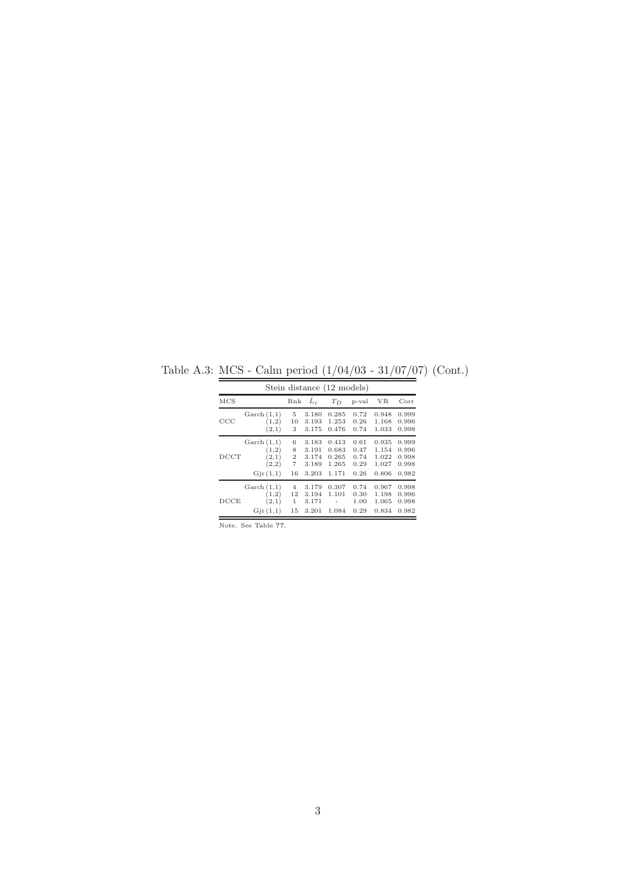Table A.3: MCS - Calm period (1/04/03 - 31/07/07) (Cont.)

| Stein distance (12 models) | | | | | | | |
|---|---|---|---|---|---|---|---|
| MCS | | Rnk | $\bar{L}_i$ | $T_D$ | p-val | VR | Corr |
| CCC | Garch (1,1) | 5 | 3.180 | 0.285 | 0.72 | 0.948 | 0.999 |
| | (1,2) | 10 | 3.193 | 1.253 | 0.26 | 1.168 | 0.996 |
| | (2,1) | 3 | 3.175 | 0.476 | 0.74 | 1.033 | 0.998 |
| DCCT | Garch (1,1) | 6 | 3.183 | 0.413 | 0.61 | 0.935 | 0.999 |
| | (1,2) | 8 | 3.191 | 0.683 | 0.47 | 1.154 | 0.996 |
| | (2,1) | 2 | 3.174 | 0.265 | 0.74 | 1.022 | 0.998 |
| | (2,2) | 7 | 3.189 | 1.265 | 0.29 | 1.027 | 0.998 |
| | Gjr (1,1) | 16 | 3.203 | 1.171 | 0.26 | 0.806 | 0.982 |
| DCCE | Garch (1,1) | 4 | 3.179 | 0.307 | 0.74 | 0.967 | 0.998 |
| | (1,2) | 12 | 3.194 | 1.101 | 0.30 | 1.198 | 0.996 |
| | (2,1) | 1 | 3.171 | - | 1.00 | 1.065 | 0.998 |
| | Gjr (1,1) | 15 | 3.201 | 1.084 | 0.29 | 0.834 | 0.982 |

Note. See Table ??.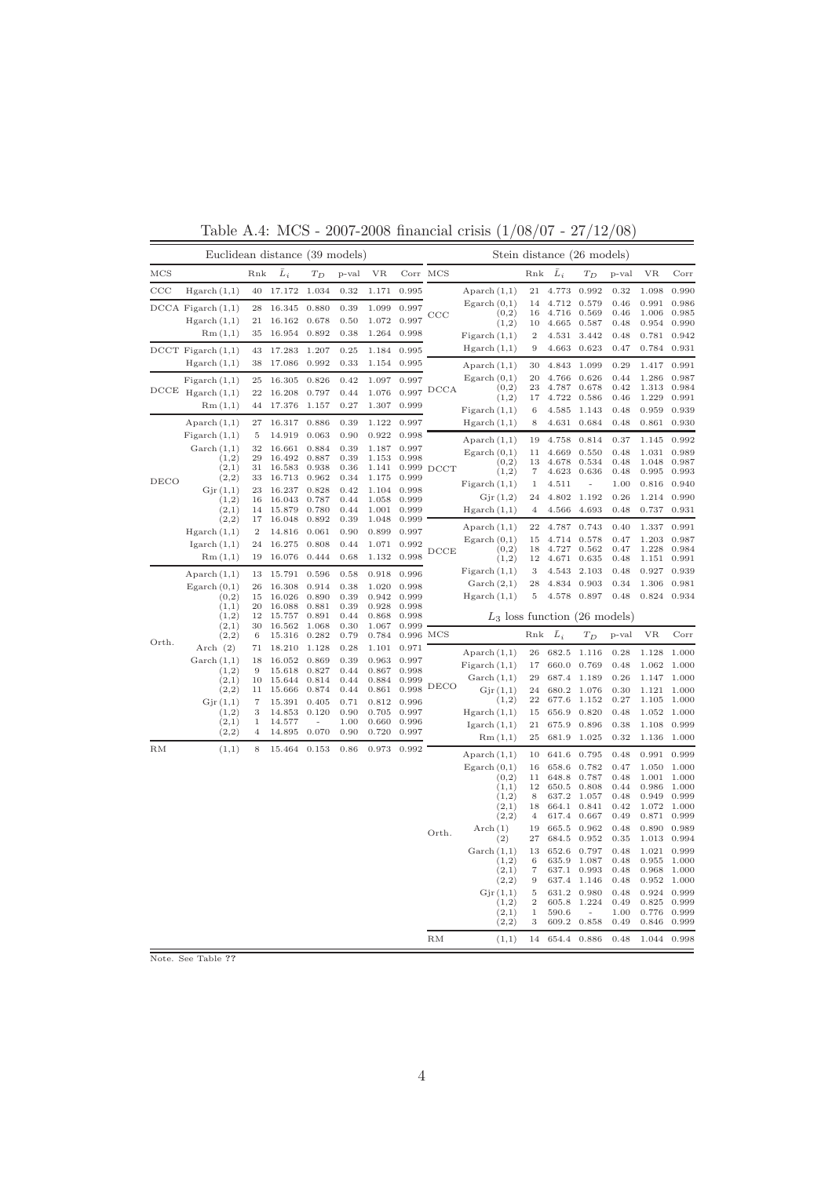Table A.4: MCS - 2007-2008 financial crisis (1/08/07 - 27/12/08)

Euclidean distance (39 models)

| MCS | | Rnk | $\bar{L}_i$ | $T_D$ | p-val | VR | Corr |
|---|---|---|---|---|---|---|---|
| CCC | Hgarch (1,1) | 40 | 17.172 | 1.034 | 0.32 | 1.171 | 0.995 |
| DCCA | Figarch (1,1) | 28 | 16.345 | 0.880 | 0.39 | 1.099 | 0.997 |
| | Hgarch (1,1) | 21 | 16.162 | 0.678 | 0.50 | 1.072 | 0.997 |
| | Rm (1,1) | 35 | 16.954 | 0.892 | 0.38 | 1.264 | 0.998 |
| DCCT | Figarch (1,1) | 43 | 17.283 | 1.207 | 0.25 | 1.184 | 0.995 |
| | Hgarch (1,1) | 38 | 17.086 | 0.992 | 0.33 | 1.154 | 0.995 |
| DCCE | Figarch (1,1) | 25 | 16.305 | 0.826 | 0.42 | 1.097 | 0.997 |
| | Hgarch (1,1) | 22 | 16.208 | 0.797 | 0.44 | 1.076 | 0.997 |
| | Rm (1,1) | 44 | 17.376 | 1.157 | 0.27 | 1.307 | 0.999 |
| DECO | Aparch (1,1) | 27 | 16.317 | 0.886 | 0.39 | 1.122 | 0.997 |
| | Figarch (1,1) | 5 | 14.919 | 0.063 | 0.90 | 0.922 | 0.998 |
| | Garch (1,1) | 32 | 16.661 | 0.884 | 0.39 | 1.187 | 0.997 |
| | (1,2) | 29 | 16.492 | 0.887 | 0.39 | 1.153 | 0.998 |
| | (2,1) | 31 | 16.583 | 0.938 | 0.36 | 1.141 | 0.999 |
| | (2,2) | 33 | 16.713 | 0.962 | 0.34 | 1.175 | 0.999 |
| | Gjr (1,1) | 23 | 16.237 | 0.828 | 0.42 | 1.104 | 0.998 |
| | (1,2) | 16 | 16.043 | 0.787 | 0.44 | 1.058 | 0.999 |
| | (2,1) | 14 | 15.879 | 0.780 | 0.44 | 1.001 | 0.999 |
| | (2,2) | 17 | 16.048 | 0.892 | 0.39 | 1.048 | 0.999 |
| | Hgarch (1,1) | 2 | 14.816 | 0.061 | 0.90 | 0.899 | 0.997 |
| | Igarch (1,1) | 24 | 16.275 | 0.808 | 0.44 | 1.071 | 0.992 |
| | Rm (1,1) | 19 | 16.076 | 0.444 | 0.68 | 1.132 | 0.998 |
| Orth. | Aparch (1,1) | 13 | 15.791 | 0.596 | 0.58 | 0.918 | 0.996 |
| | Egarch (0,1) | 26 | 16.308 | 0.914 | 0.38 | 1.020 | 0.998 |
| | (0,2) | 15 | 16.026 | 0.890 | 0.39 | 0.942 | 0.999 |
| | (1,1) | 20 | 16.088 | 0.881 | 0.39 | 0.928 | 0.998 |
| | (1,2) | 12 | 15.757 | 0.891 | 0.44 | 0.868 | 0.998 |
| | (2,1) | 30 | 16.562 | 1.068 | 0.30 | 1.067 | 0.999 |
| | (2,2) | 6 | 15.316 | 0.282 | 0.79 | 0.784 | 0.996 |
| | Arch (2) | 71 | 18.210 | 1.128 | 0.28 | 1.101 | 0.971 |
| | Garch (1,1) | 18 | 16.052 | 0.869 | 0.39 | 0.963 | 0.997 |
| | (1,2) | 9 | 15.618 | 0.827 | 0.44 | 0.867 | 0.998 |
| | (2,1) | 10 | 15.644 | 0.814 | 0.44 | 0.884 | 0.999 |
| | (2,2) | 11 | 15.666 | 0.874 | 0.44 | 0.861 | 0.998 |
| | Gjr (1,1) | 7 | 15.391 | 0.405 | 0.71 | 0.812 | 0.996 |
| | (1,2) | 3 | 14.853 | 0.120 | 0.90 | 0.705 | 0.997 |
| | (2,1) | 1 | 14.577 | - | 1.00 | 0.660 | 0.996 |
| | (2,2) | 4 | 14.895 | 0.070 | 0.90 | 0.720 | 0.997 |
| RM | (1,1) | 8 | 15.464 | 0.153 | 0.86 | 0.973 | 0.992 |

Stein distance (26 models)

| MCS | | Rnk | $\bar{L}_i$ | $T_D$ | p-val | VR | Corr |
|---|---|---|---|---|---|---|---|
| CCC | Aparch (1,1) | 21 | 4.773 | 0.992 | 0.32 | 1.098 | 0.990 |
| | Egarch (0,1) | 14 | 4.712 | 0.579 | 0.46 | 0.991 | 0.986 |
| | (0,2) | 16 | 4.716 | 0.569 | 0.46 | 1.006 | 0.985 |
| | (1,2) | 10 | 4.665 | 0.587 | 0.48 | 0.954 | 0.990 |
| | Figarch (1,1) | 2 | 4.531 | 3.442 | 0.48 | 0.781 | 0.942 |
| | Hgarch (1,1) | 9 | 4.663 | 0.623 | 0.47 | 0.784 | 0.931 |
| DCCA | Aparch (1,1) | 30 | 4.843 | 1.099 | 0.29 | 1.417 | 0.991 |
| | Egarch (0,1) | 20 | 4.766 | 0.626 | 0.44 | 1.286 | 0.987 |
| | (0,2) | 23 | 4.787 | 0.678 | 0.42 | 1.313 | 0.984 |
| | (1,2) | 17 | 4.722 | 0.586 | 0.46 | 1.229 | 0.991 |
| | Figarch (1,1) | 6 | 4.585 | 1.143 | 0.48 | 0.959 | 0.939 |
| | Hgarch (1,1) | 8 | 4.631 | 0.684 | 0.48 | 0.861 | 0.930 |
| DCCT | Aparch (1,1) | 19 | 4.758 | 0.814 | 0.37 | 1.145 | 0.992 |
| | Egarch (0,1) | 11 | 4.669 | 0.550 | 0.48 | 1.031 | 0.989 |
| | (0,2) | 13 | 4.678 | 0.534 | 0.48 | 1.048 | 0.987 |
| | (1,2) | 7 | 4.623 | 0.636 | 0.48 | 0.995 | 0.993 |
| | Figarch (1,1) | 1 | 4.511 | - | 1.00 | 0.816 | 0.940 |
| | Gjr (1,2) | 24 | 4.802 | 1.192 | 0.26 | 1.214 | 0.990 |
| | Hgarch (1,1) | 4 | 4.566 | 4.693 | 0.48 | 0.737 | 0.931 |
| DCCE | Aparch (1,1) | 22 | 4.787 | 0.743 | 0.40 | 1.337 | 0.991 |
| | Egarch (0,1) | 15 | 4.714 | 0.578 | 0.47 | 1.203 | 0.987 |
| | (0,2) | 18 | 4.727 | 0.562 | 0.47 | 1.228 | 0.984 |
| | (1,2) | 12 | 4.671 | 0.635 | 0.48 | 1.151 | 0.991 |
| | Figarch (1,1) | 3 | 4.543 | 2.103 | 0.48 | 0.927 | 0.939 |
| | Garch (2,1) | 28 | 4.834 | 0.903 | 0.34 | 1.306 | 0.981 |
| | Hgarch (1,1) | 5 | 4.578 | 0.897 | 0.48 | 0.824 | 0.934 |

$L_3$ loss function (26 models)

| MCS | | Rnk | $\bar{L}_i$ | $T_D$ | p-val | VR | Corr |
|---|---|---|---|---|---|---|---|
| DECO | Aparch (1,1) | 26 | 682.5 | 1.116 | 0.28 | 1.128 | 1.000 |
| | Figarch (1,1) | 17 | 660.0 | 0.769 | 0.48 | 1.062 | 1.000 |
| | Garch (1,1) | 29 | 687.4 | 1.189 | 0.26 | 1.147 | 1.000 |
| | Gjr (1,1) | 24 | 680.2 | 1.076 | 0.30 | 1.121 | 1.000 |
| | (1,2) | 22 | 677.6 | 1.152 | 0.27 | 1.105 | 1.000 |
| | Hgarch (1,1) | 15 | 656.9 | 0.820 | 0.48 | 1.052 | 1.000 |
| | Igarch (1,1) | 21 | 675.9 | 0.896 | 0.38 | 1.108 | 0.999 |
| | Rm (1,1) | 25 | 681.9 | 1.025 | 0.32 | 1.136 | 1.000 |
| Orth. | Aparch (1,1) | 10 | 641.6 | 0.795 | 0.48 | 0.991 | 0.999 |
| | Egarch (0,1) | 16 | 658.6 | 0.782 | 0.47 | 1.050 | 1.000 |
| | (0,2) | 11 | 648.8 | 0.787 | 0.48 | 1.001 | 1.000 |
| | (1,1) | 12 | 650.5 | 0.808 | 0.44 | 0.986 | 1.000 |
| | (1,2) | 8 | 637.2 | 1.057 | 0.48 | 0.949 | 0.999 |
| | (2,1) | 18 | 664.1 | 0.841 | 0.42 | 1.072 | 1.000 |
| | (2,2) | 4 | 617.4 | 0.667 | 0.49 | 0.871 | 0.999 |
| | Arch (1) | 19 | 665.5 | 0.962 | 0.48 | 0.890 | 0.989 |
| | (2) | 27 | 684.5 | 0.952 | 0.35 | 1.013 | 0.994 |
| | Garch (1,1) | 13 | 652.6 | 0.797 | 0.48 | 1.021 | 0.999 |
| | (1,2) | 6 | 635.9 | 1.087 | 0.48 | 0.955 | 1.000 |
| | (2,1) | 7 | 637.1 | 0.993 | 0.48 | 0.968 | 1.000 |
| | (2,2) | 9 | 637.4 | 1.146 | 0.48 | 0.952 | 1.000 |
| | Gjr (1,1) | 5 | 631.2 | 0.980 | 0.48 | 0.924 | 0.999 |
| | (1,2) | 2 | 605.8 | 1.224 | 0.49 | 0.825 | 0.999 |
| | (2,1) | 1 | 590.6 | - | 1.00 | 0.776 | 0.999 |
| | (2,2) | 3 | 609.2 | 0.858 | 0.49 | 0.846 | 0.999 |
| RM | (1,1) | 14 | 654.4 | 0.886 | 0.48 | 1.044 | 0.998 |

Note. See Table ??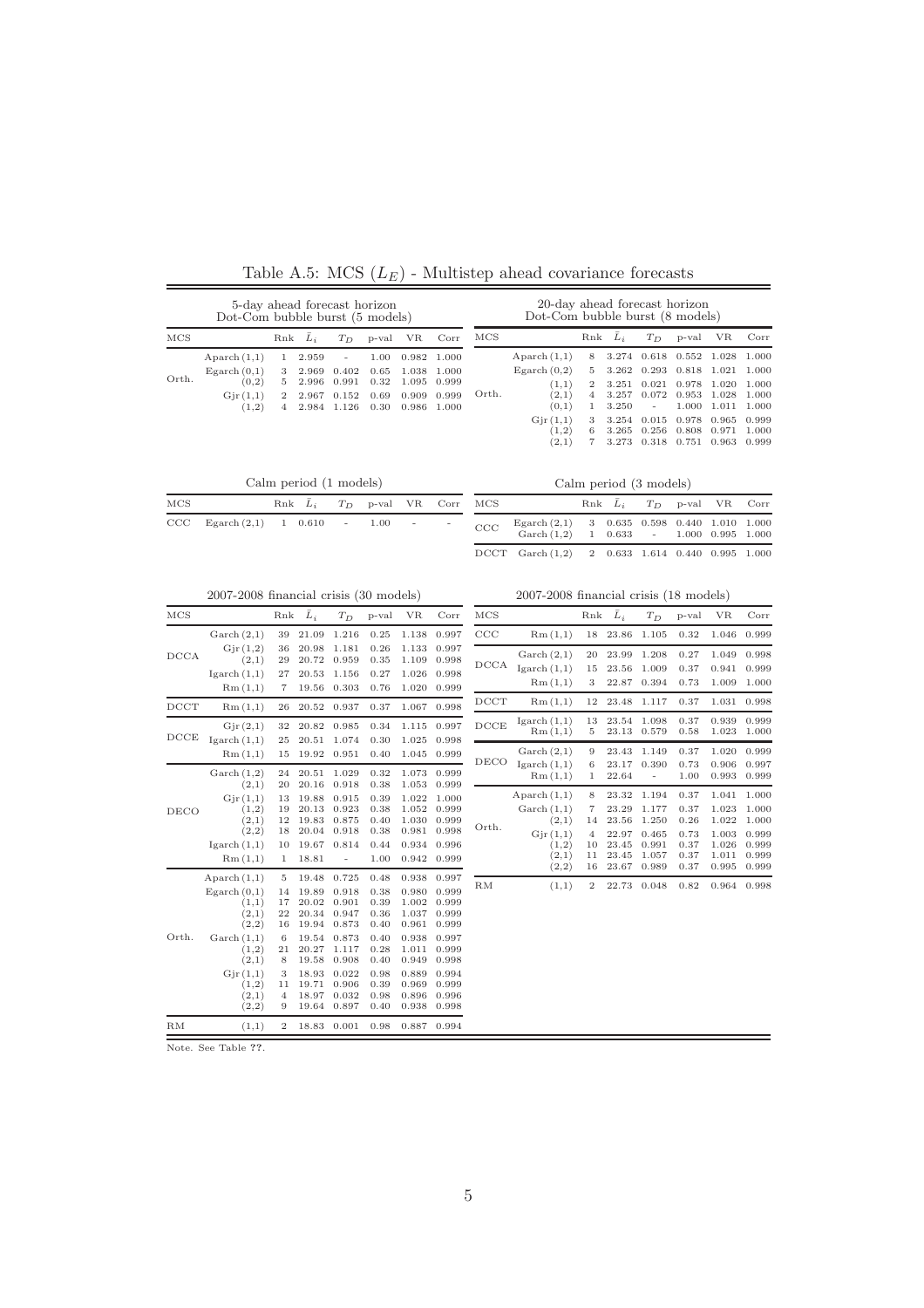# Table A.5: MCS ($L_E$) - Multistep ahead covariance forecasts

5-day ahead forecast horizon
Dot-Com bubble burst (5 models)

| MCS | | Rnk | $\bar{L}_i$ | $T_D$ | p-val | VR | Corr |
|---|---|---|---|---|---|---|---|
| Orth. | Aparch (1,1) | 1 | 2.959 | - | 1.00 | 0.982 | 1.000 |
| | Egarch (0,1) | 3 | 2.969 | 0.402 | 0.65 | 1.038 | 1.000 |
| | (0,2) | 5 | 2.996 | 0.991 | 0.32 | 1.095 | 0.999 |
| | Gjr (1,1) | 2 | 2.967 | 0.152 | 0.69 | 0.909 | 0.999 |
| | (1,2) | 4 | 2.984 | 1.126 | 0.30 | 0.986 | 1.000 |

20-day ahead forecast horizon
Dot-Com bubble burst (8 models)

| MCS | | Rnk | $\bar{L}_i$ | $T_D$ | p-val | VR | Corr |
|---|---|---|---|---|---|---|---|
| Orth. | Aparch (1,1) | 8 | 3.274 | 0.618 | 0.552 | 1.028 | 1.000 |
| | Egarch (0,2) | 5 | 3.262 | 0.293 | 0.818 | 1.021 | 1.000 |
| | (1,1) | 2 | 3.251 | 0.021 | 0.978 | 1.020 | 1.000 |
| | (2,1) | 4 | 3.257 | 0.072 | 0.953 | 1.028 | 1.000 |
| | (0,1) | 1 | 3.250 | - | 1.000 | 1.011 | 1.000 |
| | Gjr (1,1) | 3 | 3.254 | 0.015 | 0.978 | 0.965 | 0.999 |
| | (1,2) | 6 | 3.265 | 0.256 | 0.808 | 0.971 | 1.000 |
| | (2,1) | 7 | 3.273 | 0.318 | 0.751 | 0.963 | 0.999 |

Calm period (1 models)

| MCS | | Rnk | $\bar{L}_i$ | $T_D$ | p-val | VR | Corr |
|---|---|---|---|---|---|---|---|
| CCC | Egarch (2,1) | 1 | 0.610 | - | 1.00 | - | - |

Calm period (3 models)

| MCS | | Rnk | $\bar{L}_i$ | $T_D$ | p-val | VR | Corr |
|---|---|---|---|---|---|---|---|
| CCC | Egarch (2,1) | 3 | 0.635 | 0.598 | 0.440 | 1.010 | 1.000 |
| | Garch (1,2) | 1 | 0.633 | - | 1.000 | 0.995 | 1.000 |
| DCCT | Garch (1,2) | 2 | 0.633 | 1.614 | 0.440 | 0.995 | 1.000 |

2007-2008 financial crisis (30 models)

| MCS | | Rnk | $\bar{L}_i$ | $T_D$ | p-val | VR | Corr |
|---|---|---|---|---|---|---|---|
| DCCA | Garch (2,1) | 39 | 21.09 | 1.216 | 0.25 | 1.138 | 0.997 |
| | Gjr (1,2) | 36 | 20.98 | 1.181 | 0.26 | 1.133 | 0.997 |
| | (2,1) | 29 | 20.72 | 0.959 | 0.35 | 1.109 | 0.998 |
| | Igarch (1,1) | 27 | 20.53 | 1.156 | 0.27 | 1.026 | 0.998 |
| | Rm (1,1) | 7 | 19.56 | 0.303 | 0.76 | 1.020 | 0.999 |
| DCCT | Rm (1,1) | 26 | 20.52 | 0.937 | 0.37 | 1.067 | 0.998 |
| DCCE | Gjr (2,1) | 32 | 20.82 | 0.985 | 0.34 | 1.115 | 0.997 |
| | Igarch (1,1) | 25 | 20.51 | 1.074 | 0.30 | 1.025 | 0.998 |
| | Rm (1,1) | 15 | 19.92 | 0.951 | 0.40 | 1.045 | 0.999 |
| DECO | Garch (1,2) | 24 | 20.51 | 1.029 | 0.32 | 1.073 | 0.999 |
| | (2,1) | 20 | 20.16 | 0.918 | 0.38 | 1.053 | 0.999 |
| | Gjr (1,1) | 13 | 19.88 | 0.915 | 0.39 | 1.022 | 1.000 |
| | (1,2) | 19 | 20.13 | 0.923 | 0.38 | 1.052 | 0.999 |
| | (2,1) | 12 | 19.83 | 0.875 | 0.40 | 1.030 | 0.999 |
| | (2,2) | 18 | 20.04 | 0.918 | 0.38 | 0.981 | 0.998 |
| | Igarch (1,1) | 10 | 19.67 | 0.814 | 0.44 | 0.934 | 0.996 |
| | Rm (1,1) | 1 | 18.81 | - | 1.00 | 0.942 | 0.999 |
| Orth. | Aparch (1,1) | 5 | 19.48 | 0.725 | 0.48 | 0.938 | 0.997 |
| | Egarch (0,1) | 14 | 19.89 | 0.918 | 0.38 | 0.980 | 0.999 |
| | (1,1) | 17 | 20.02 | 0.901 | 0.39 | 1.002 | 0.999 |
| | (2,1) | 22 | 20.34 | 0.947 | 0.36 | 1.037 | 0.999 |
| | (2,2) | 16 | 19.94 | 0.873 | 0.40 | 0.961 | 0.999 |
| | Garch (1,1) | 6 | 19.54 | 0.873 | 0.40 | 0.938 | 0.997 |
| | (1,2) | 21 | 20.27 | 1.117 | 0.28 | 1.011 | 0.999 |
| | (2,1) | 8 | 19.58 | 0.908 | 0.40 | 0.949 | 0.998 |
| | Gjr (1,1) | 3 | 18.93 | 0.022 | 0.98 | 0.889 | 0.994 |
| | (1,2) | 11 | 19.71 | 0.906 | 0.39 | 0.969 | 0.999 |
| | (2,1) | 4 | 18.97 | 0.032 | 0.98 | 0.896 | 0.996 |
| | (2,2) | 9 | 19.64 | 0.897 | 0.40 | 0.938 | 0.998 |
| RM | (1,1) | 2 | 18.83 | 0.001 | 0.98 | 0.887 | 0.994 |

2007-2008 financial crisis (18 models)

| MCS | | Rnk | $\bar{L}_i$ | $T_D$ | p-val | VR | Corr |
|---|---|---|---|---|---|---|---|
| CCC | Rm (1,1) | 18 | 23.86 | 1.105 | 0.32 | 1.046 | 0.999 |
| DCCA | Garch (2,1) | 20 | 23.99 | 1.208 | 0.27 | 1.049 | 0.998 |
| | Igarch (1,1) | 15 | 23.56 | 1.009 | 0.37 | 0.941 | 0.999 |
| | Rm (1,1) | 3 | 22.87 | 0.394 | 0.73 | 1.009 | 1.000 |
| DCCT | Rm (1,1) | 12 | 23.48 | 1.117 | 0.37 | 1.031 | 0.998 |
| DCCE | Igarch (1,1) | 13 | 23.54 | 1.098 | 0.37 | 0.939 | 0.999 |
| | Rm (1,1) | 5 | 23.13 | 0.579 | 0.58 | 1.023 | 1.000 |
| DECO | Garch (2,1) | 9 | 23.43 | 1.149 | 0.37 | 1.020 | 0.999 |
| | Igarch (1,1) | 6 | 23.17 | 0.390 | 0.73 | 0.906 | 0.997 |
| | Rm (1,1) | 1 | 22.64 | - | 1.00 | 0.993 | 0.999 |
| Orth. | Aparch (1,1) | 8 | 23.32 | 1.194 | 0.37 | 1.041 | 1.000 |
| | Garch (1,1) | 7 | 23.29 | 1.177 | 0.37 | 1.023 | 1.000 |
| | (2,1) | 14 | 23.56 | 1.250 | 0.26 | 1.022 | 1.000 |
| | Gjr (1,1) | 4 | 22.97 | 0.465 | 0.73 | 1.003 | 0.999 |
| | (1,2) | 10 | 23.45 | 0.991 | 0.37 | 1.026 | 0.999 |
| | (2,1) | 11 | 23.45 | 1.057 | 0.37 | 1.011 | 0.999 |
| | (2,2) | 16 | 23.67 | 0.989 | 0.37 | 0.995 | 0.999 |
| RM | (1,1) | 2 | 22.73 | 0.048 | 0.82 | 0.964 | 0.998 |

Note. See Table ??.